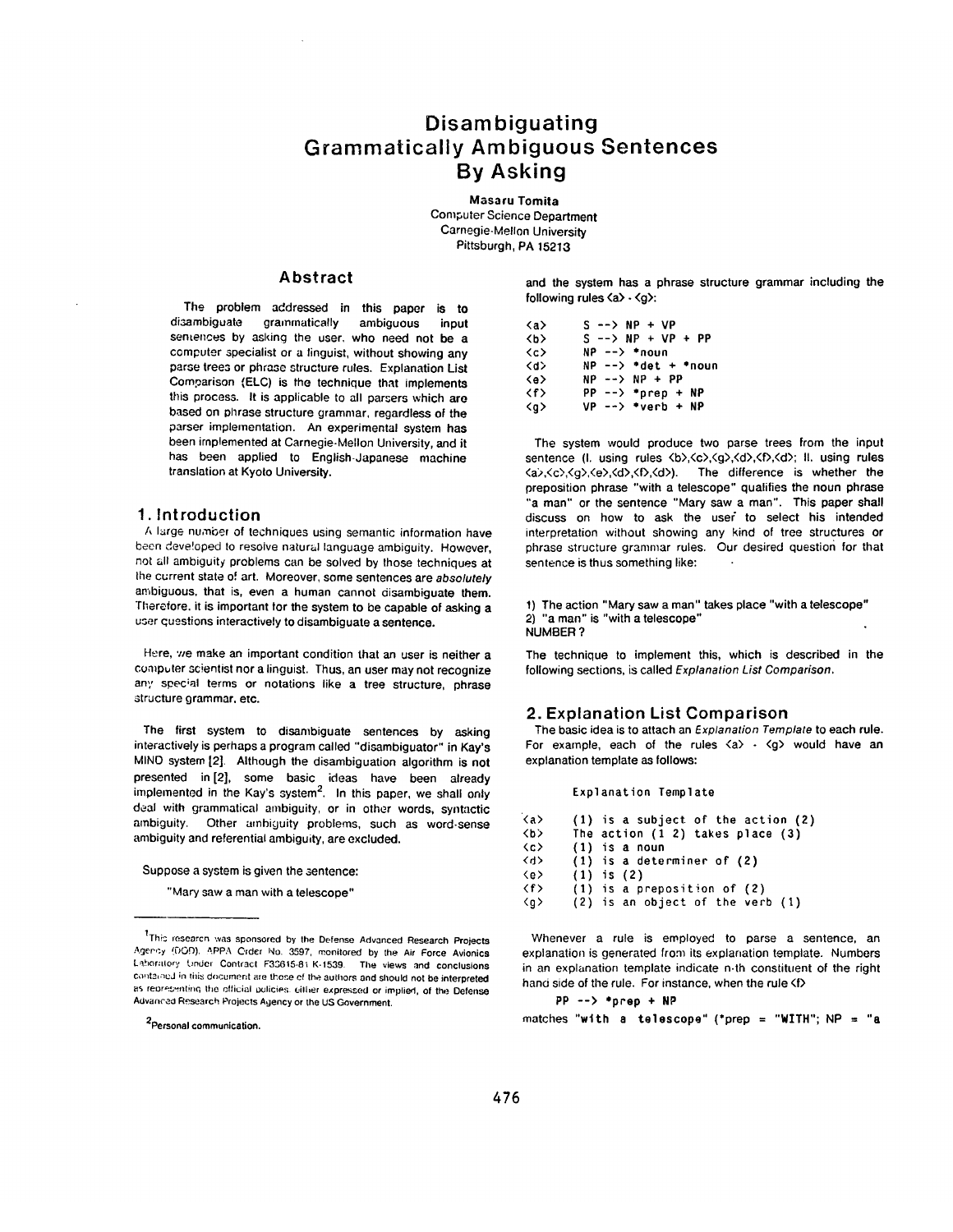# Disambiguating Grammatically Ambiguous Sentences By Asking

**Masaru Tomita**
Computer Science Department
Carnegie-Mellon University
Pittsburgh, PA 15213

## Abstract

The problem addressed in this paper is to disambiguate grammatically ambiguous input sentences by asking the user, who need not be a computer specialist or a linguist, without showing any parse trees or phrase structure rules. Explanation List Comparison (ELC) is the technique that implements this process. It is applicable to all parsers which are based on phrase structure grammar, regardless of the parser implementation. An experimental system has been implemented at Carnegie-Mellon University, and it has been applied to English-Japanese machine translation at Kyoto University.

## 1. Introduction

A large number of techniques using semantic information have been developed to resolve natural language ambiguity. However, not all ambiguity problems can be solved by those techniques at the current state of art. Moreover, some sentences are *absolutely* ambiguous, that is, even a human cannot disambiguate them. Therefore, it is important for the system to be capable of asking a user questions interactively to disambiguate a sentence.

Here, we make an important condition that an user is neither a computer scientist nor a linguist. Thus, an user may not recognize any special terms or notations like a tree structure, phrase structure grammar, etc.

The first system to disambiguate sentences by asking interactively is perhaps a program called "disambiguator" in Kay's MIND system [2]. Although the disambiguation algorithm is not presented in [2], some basic ideas have been already implemented in the Kay's system[2]. In this paper, we shall only deal with grammatical ambiguity, or in other words, syntactic ambiguity. Other ambiguity problems, such as word-sense ambiguity and referential ambiguity, are excluded.

Suppose a system is given the sentence:

"Mary saw a man with a telescope"

and the system has a phrase structure grammar including the following rules <a> - <g>:

```
<a>     S --> NP + VP
<b>     S --> NP + VP + PP
<c>     NP --> *noun
<d>     NP --> *det + *noun
<e>     NP --> NP + PP
<f>     PP --> *prep + NP
<g>     VP --> *verb + NP
```

The system would produce two parse trees from the input sentence (I. using rules <b>,<c>,<g>,<d>,<f>,<d>; II. using rules <a>,<c>,<g>,<e>,<d>,<f>,<d>). The difference is whether the preposition phrase "with a telescope" qualifies the noun phrase "a man" or the sentence "Mary saw a man". This paper shall discuss on how to ask the user to select his intended interpretation without showing any kind of tree structures or phrase structure grammar rules. Our desired question for that sentence is thus something like:

1) The action "Mary saw a man" takes place "with a telescope"
2) "a man" is "with a telescope"
NUMBER ?

The technique to implement this, which is described in the following sections, is called *Explanation List Comparison*.

## 2. Explanation List Comparison

The basic idea is to attach an *Explanation Template* to each rule. For example, each of the rules <a> - <g> would have an explanation template as follows:

```
        Explanation Template

<a>     (1) is a subject of the action (2)
<b>     The action (1 2) takes place (3)
<c>     (1) is a noun
<d>     (1) is a determiner of (2)
<e>     (1) is (2)
<f>     (1) is a preposition of (2)
<g>     (2) is an object of the verb (1)
```

Whenever a rule is employed to parse a sentence, an explanation is generated from its explanation template. Numbers in an explanation template indicate n-th constituent of the right hand side of the rule. For instance, when the rule <f>

```
PP --> *prep + NP
```

matches "with a telescope" (*prep = "WITH"; NP = "a

---

[1] This research was sponsored by the Defense Advanced Research Projects Agency (DOD), ARPA Order No. 3597, monitored by the Air Force Avionics Laboratory Under Contract F33615-81-K-1539. The views and conclusions contained in this document are those of the authors and should not be interpreted as representing the official policies, either expressed or implied, of the Defense Advanced Research Projects Agency or the US Government.

[2] Personal communication.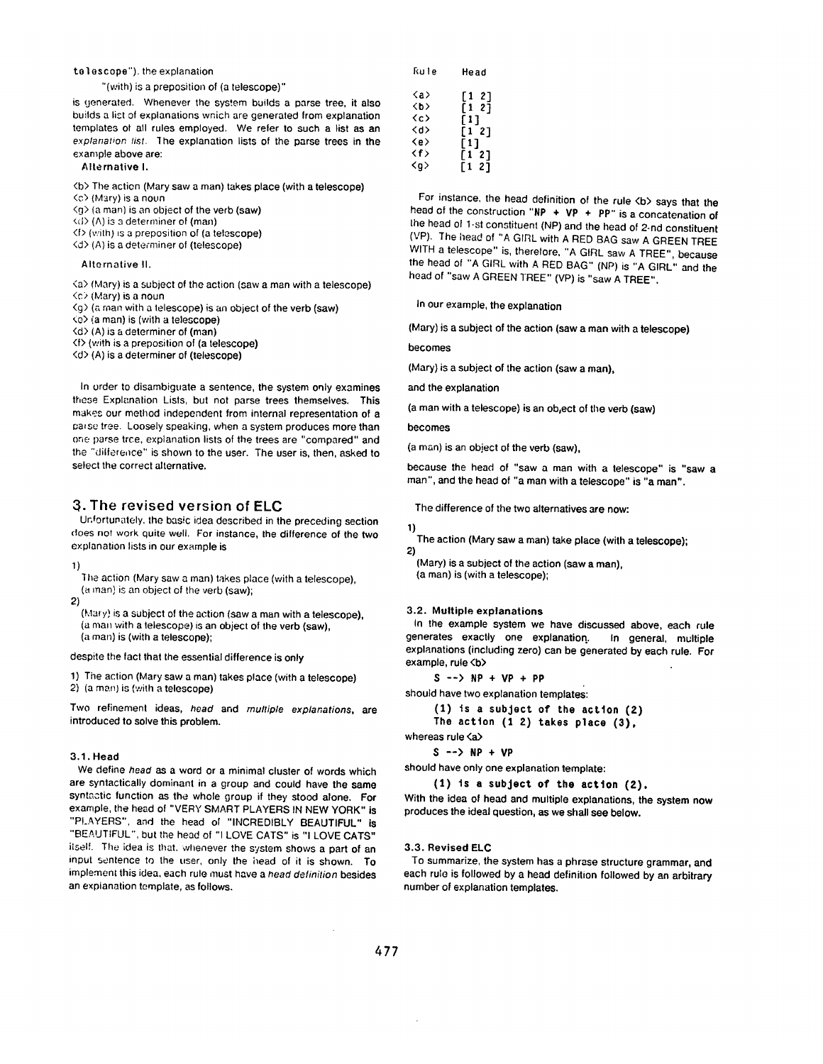**telescope**"). the explanation

"(with) is a preposition of (a telescope)"

is generated. Whenever the system builds a parse tree, it also builds a list of explanations which are generated from explanation templates of all rules employed. We refer to such a list as an *explanation list*. The explanation lists of the parse trees in the example above are:

**Alternative I.**

<b> The action (Mary saw a man) takes place (with a telescope)
<c> (Mary) is a noun
<g> (a man) is an object of the verb (saw)
<d> (A) is a determiner of (man)
<f> (with) is a preposition of (a telescope)
<d> (A) is a determiner of (telescope)

**Alternative II.**

<a> (Mary) is a subject of the action (saw a man with a telescope)
<c> (Mary) is a noun
<g> (a man with a telescope) is an object of the verb (saw)
<e> (a man) is (with a telescope)
<d> (A) is a determiner of (man)
<f> (with is a preposition of (a telescope)
<d> (A) is a determiner of (telescope)

In order to disambiguate a sentence, the system only examines these Explanation Lists, but not parse trees themselves. This makes our method independent from internal representation of a parse tree. Loosely speaking, when a system produces more than one parse tree, explanation lists of the trees are "compared" and the "difference" is shown to the user. The user is, then, asked to select the correct alternative.

## 3. The revised version of ELC

Unfortunately, the basic idea described in the preceding section does not work quite well. For instance, the difference of the two explanation lists in our example is

1)
The action (Mary saw a man) takes place (with a telescope),
(a man) is an object of the verb (saw);
2)
(Mary) is a subject of the action (saw a man with a telescope),
(a man with a telescope) is an object of the verb (saw),
(a man) is (with a telescope);

despite the fact that the essential difference is only

1) The action (Mary saw a man) takes place (with a telescope)
2) (a man) is (with a telescope)

Two refinement ideas, *head* and *multiple explanations*, are introduced to solve this problem.

### 3.1. Head

We define *head* as a word or a minimal cluster of words which are syntactically dominant in a group and could have the same syntactic function as the whole group if they stood alone. For example, the head of "VERY SMART PLAYERS IN NEW YORK" is "PLAYERS", and the head of "INCREDIBLY BEAUTIFUL" is "BEAUTIFUL", but the head of "I LOVE CATS" is "I LOVE CATS" itself. The idea is that, whenever the system shows a part of an input sentence to the user, only the head of it is shown. To implement this idea, each rule must have a *head definition* besides an explanation template, as follows.

| Rule | Head |
|---|---|
| <a> | [1 2] |
| <b> | [1 2] |
| <c> | [1] |
| <d> | [1 2] |
| <e> | [1] |
| <f> | [1 2] |
| <g> | [1 2] |

For instance, the head definition of the rule <b> says that the head of the construction "NP + VP + PP" is a concatenation of the head of 1-st constituent (NP) and the head of 2-nd constituent (VP). The head of "A GIRL with A RED BAG saw A GREEN TREE WITH a telescope" is, therefore, "A GIRL saw A TREE", because the head of "A GIRL with A RED BAG" (NP) is "A GIRL" and the head of "saw A GREEN TREE" (VP) is "saw A TREE".

In our example, the explanation

(Mary) is a subject of the action (saw a man with a telescope)

becomes

(Mary) is a subject of the action (saw a man),

and the explanation

(a man with a telescope) is an object of the verb (saw)

becomes

(a man) is an object of the verb (saw),

because the head of "saw a man with a telescope" is "saw a man", and the head of "a man with a telescope" is "a man".

The difference of the two alternatives are now:

1)
The action (Mary saw a man) take place (with a telescope);
2)
(Mary) is a subject of the action (saw a man),
(a man) is (with a telescope);

### 3.2. Multiple explanations

In the example system we have discussed above, each rule generates exactly one explanation. In general, multiple explanations (including zero) can be generated by each rule. For example, rule <b>

```
S --> NP + VP + PP
```

should have two explanation templates:

```
(1) is a subject of the action (2)
The action (1 2) takes place (3),
```

whereas rule <a>

```
S --> NP + VP
```

should have only one explanation template:

```
(1) is a subject of the action (2).
```

With the idea of head and multiple explanations, the system now produces the ideal question, as we shall see below.

### 3.3. Revised ELC

To summarize, the system has a phrase structure grammar, and each rule is followed by a head definition followed by an arbitrary number of explanation templates.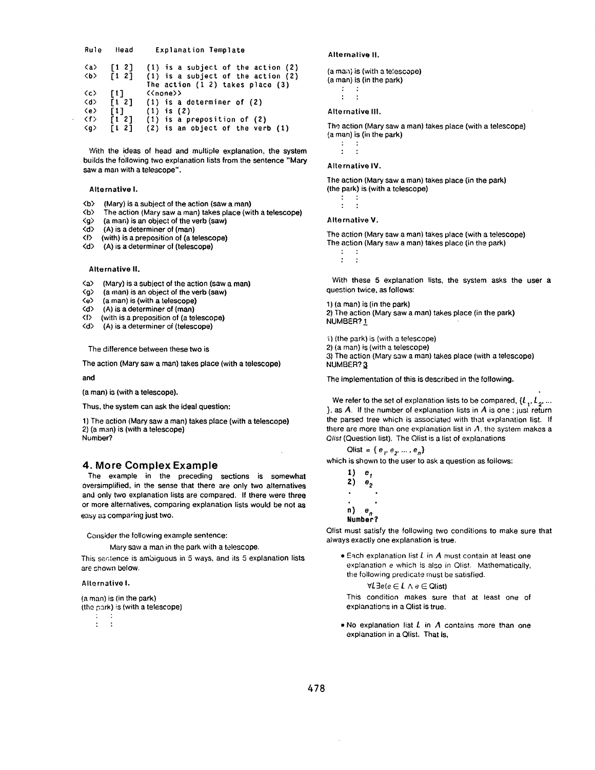| Rule | Head | Explanation Template |
|---|---|---|
| <a> | [1 2] | (1) is a subject of the action (2) |
| <b> | [1 2] | (1) is a subject of the action (2) The action (1 2) takes place (3) |
| <c> | [1] | <<none>> |
| <d> | [1 2] | (1) is a determiner of (2) |
| <e> | [1] | (1) is (2) |
| <f> | [1 2] | (1) is a preposition of (2) |
| <g> | [1 2] | (2) is an object of the verb (1) |

With the ideas of head and multiple explanation, the system builds the following two explanation lists from the sentence "Mary saw a man with a telescope".

**Alternative I.**

<b> (Mary) is a subject of the action (saw a man)
<b> The action (Mary saw a man) takes place (with a telescope)
<g> (a man) is an object of the verb (saw)
<d> (A) is a determiner of (man)
<f> (with) is a preposition of (a telescope)
<d> (A) is a determiner of (telescope)

**Alternative II.**

<a> (Mary) is a subject of the action (saw a man)
<g> (a man) is an object of the verb (saw)
<e> (a man) is (with a telescope)
<d> (A) is a determiner of (man)
<f> (with is a preposition of (a telescope)
<d> (A) is a determiner of (telescope)

The difference between these two is

The action (Mary saw a man) takes place (with a telescope)

and

(a man) is (with a telescope).

Thus, the system can ask the ideal question:

1) The action (Mary saw a man) takes place (with a telescope)
2) (a man) is (with a telescope)
Number?

## 4. More Complex Example

The example in the preceding sections is somewhat oversimplified, in the sense that there are only two alternatives and only two explanation lists are compared. If there were three or more alternatives, comparing explanation lists would be not as easy as comparing just two.

Consider the following example sentence:

Mary saw a man in the park with a telescope.

This sentence is ambiguous in 5 ways, and its 5 explanation lists are shown below.

**Alternative I.**

(a man) is (in the park)
(the park) is (with a telescope)
: :
: :

**Alternative II.**

(a man) is (with a telescope)
(a man) is (in the park)
: :
: :

**Alternative III.**

The action (Mary saw a man) takes place (with a telescope)
(a man) is (in the park)
: :
: :

**Alternative IV.**

The action (Mary saw a man) takes place (in the park)
(the park) is (with a telescope)
: :
: :

**Alternative V.**

The action (Mary saw a man) takes place (with a telescope)
The action (Mary saw a man) takes place (in the park)
: :
: :

With these 5 explanation lists, the system asks the user a question twice, as follows:

1) (a man) is (in the park)
2) The action (Mary saw a man) takes place (in the park)
NUMBER? 1

1) (the park) is (with a telescope)
2) (a man) is (with a telescope)
3) The action (Mary saw a man) takes place (with a telescope)
NUMBER? 3

The implementation of this is described in the following.

We refer to the set of explanation lists to be compared, $\{L_1, L_2, \ldots\}$, as $A$. If the number of explanation lists in $A$ is one ; just return the parsed tree which is associated with that explanation list. If there are more than one explanation list in $A$, the system makes a *Qlist* (Question list). The Qlist is a list of explanations

$$\text{Qlist} = \{ e_1, e_2, \ldots, e_n \}$$

which is shown to the user to ask a question as follows:

1) $e_1$
2) $e_2$
. .
. .
n) $e_n$
**Number?**

Qlist must satisfy the following two conditions to make sure that always exactly one explanation is true.

- Each explanation list $L$ in $A$ must contain at least one explanation $e$ which is also in Qlist. Mathematically, the following predicate must be satisfied.

  $$\forall L \exists e (e \in L \wedge e \in \text{Qlist})$$

  This condition makes sure that at least one of explanations in a Qlist is true.

- No explanation list $L$ in $A$ contains more than one explanation in a Qlist. That is,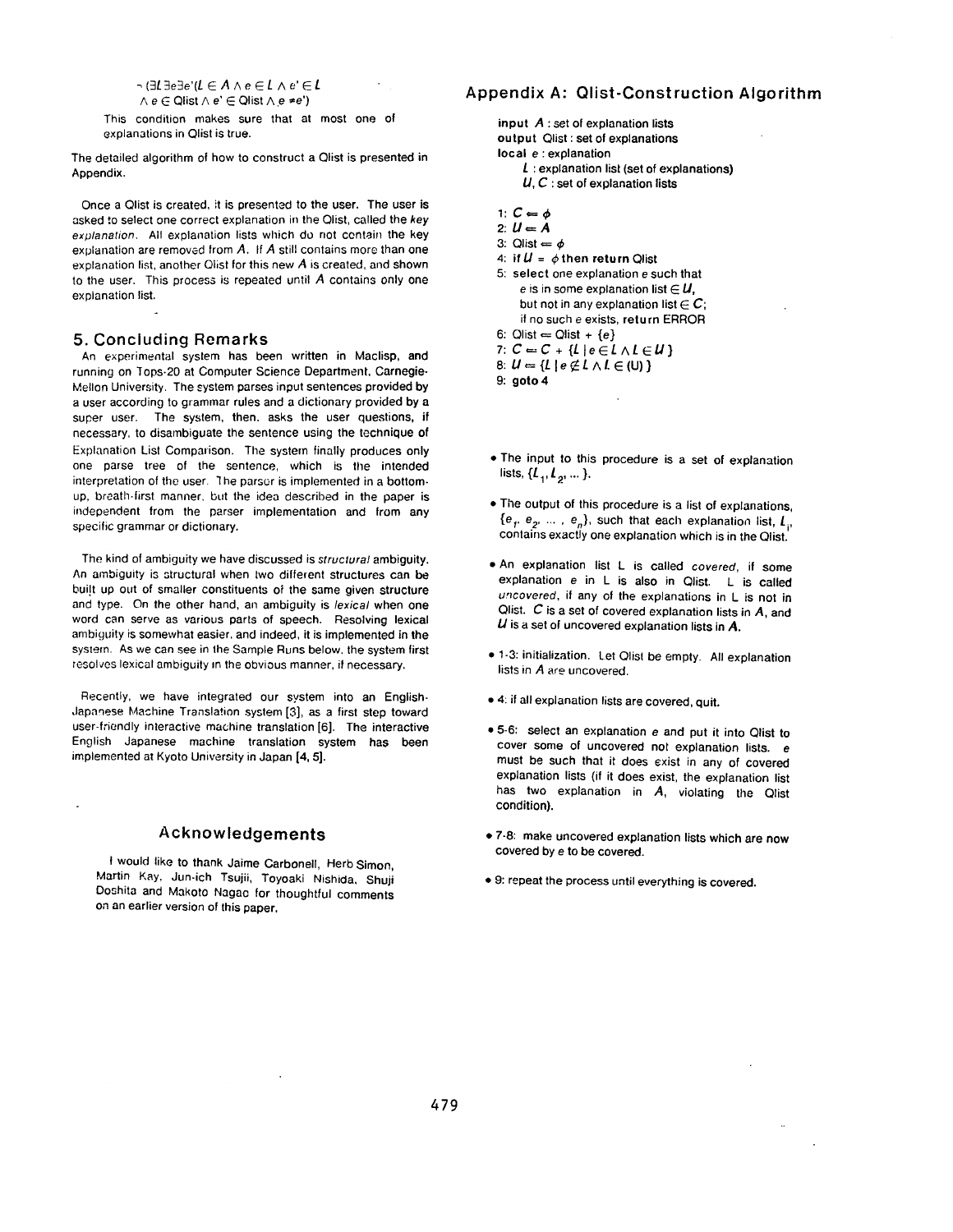$\neg (\exists L \exists e \exists e' (L \in A \wedge e \in L \wedge e' \in L \wedge e \in \text{Qlist} \wedge e' \in \text{Qlist} \wedge e \neq e')$

This condition makes sure that at most one of explanations in Qlist is true.

The detailed algorithm of how to construct a Qlist is presented in Appendix.

Once a Qlist is created, it is presented to the user. The user is asked to select one correct explanation in the Qlist, called the *key explanation*. All explanation lists which do not contain the key explanation are removed from $A$. If $A$ still contains more than one explanation list, another Qlist for this new $A$ is created, and shown to the user. This process is repeated until $A$ contains only one explanation list.

## 5. Concluding Remarks

An experimental system has been written in Maclisp, and running on Tops-20 at Computer Science Department, Carnegie-Mellon University. The system parses input sentences provided by a user according to grammar rules and a dictionary provided by a super user. The system, then, asks the user questions, if necessary, to disambiguate the sentence using the technique of Explanation List Comparison. The system finally produces only one parse tree of the sentence, which is the intended interpretation of the user. The parser is implemented in a bottom-up, breath-first manner, but the idea described in the paper is independent from the parser implementation and from any specific grammar or dictionary.

The kind of ambiguity we have discussed is *structural* ambiguity. An ambiguity is structural when two different structures can be built up out of smaller constituents of the same given structure and type. On the other hand, an ambiguity is *lexical* when one word can serve as various parts of speech. Resolving lexical ambiguity is somewhat easier, and indeed, it is implemented in the system. As we can see in the Sample Runs below, the system first resolves lexical ambiguity in the obvious manner, if necessary.

Recently, we have integrated our system into an English-Japanese Machine Translation system [3], as a first step toward user-friendly interactive machine translation [6]. The interactive English Japanese machine translation system has been implemented at Kyoto University in Japan [4, 5].

## Acknowledgements

I would like to thank Jaime Carbonell, Herb Simon, Martin Kay, Jun-ich Tsujii, Toyoaki Nishida, Shuji Doshita and Makoto Nagao for thoughtful comments on an earlier version of this paper.

## Appendix A: Qlist-Construction Algorithm

**input** $A$ : set of explanation lists
**output** Qlist : set of explanations
**local** $e$ : explanation
$L$ : explanation list (set of explanations)
$U$, $C$ : set of explanation lists

1: $C \Leftarrow \phi$
2: $U \Leftarrow A$
3: Qlist $\Leftarrow \phi$
4: **if** $U = \phi$ **then return** Qlist
5: **select** one explanation $e$ such that
$e$ is in some explanation list $\in U$,
but not in any explanation list $\in C$;
if no such $e$ exists, **return** ERROR
6: Qlist $\Leftarrow$ Qlist + $\{e\}$
7: $C \Leftarrow C + \{L \mid e \in L \wedge L \in U\}$
8: $U \Leftarrow \{L \mid e \notin L \wedge L \in (U)\}$
9: **goto** 4

- The input to this procedure is a set of explanation lists, $\{L_1, L_2, \dots\}$.
- The output of this procedure is a list of explanations, $\{e_1, e_2, \dots, e_n\}$, such that each explanation list, $L_i$, contains exactly one explanation which is in the Qlist.
- An explanation list L is called *covered*, if some explanation e in L is also in Qlist. L is called *uncovered*, if any of the explanations in L is not in Qlist. $C$ is a set of covered explanation lists in $A$, and $U$ is a set of uncovered explanation lists in $A$.
- 1-3: initialization. Let Qlist be empty. All explanation lists in $A$ are uncovered.
- 4: if all explanation lists are covered, quit.
- 5-6: select an explanation $e$ and put it into Qlist to cover some of uncovered not explanation lists. $e$ must be such that it does exist in any of covered explanation lists (if it does exist, the explanation list has two explanation in $A$, violating the Qlist condition).
- 7-8: make uncovered explanation lists which are now covered by $e$ to be covered.
- 9: repeat the process until everything is covered.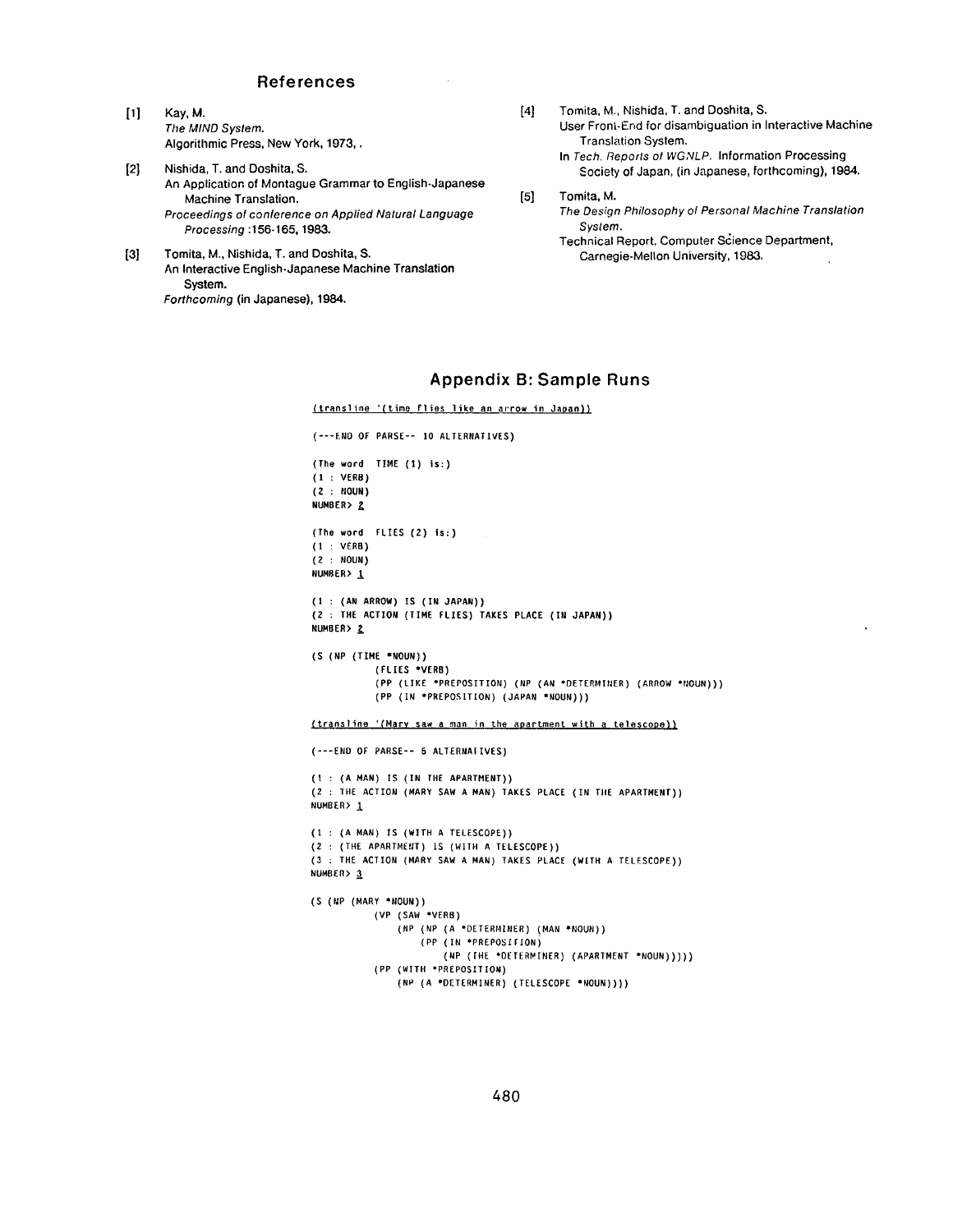## References

[1] Kay, M.
*The MIND System.*
Algorithmic Press, New York, 1973, .

[2] Nishida, T. and Doshita, S.
An Application of Montague Grammar to English-Japanese Machine Translation.
*Proceedings of conference on Applied Natural Language Processing* :156-165, 1983.

[3] Tomita, M., Nishida, T. and Doshita, S.
An Interactive English-Japanese Machine Translation System.
*Forthcoming* (in Japanese), 1984.

[4] Tomita, M., Nishida, T. and Doshita, S.
User Front-End for disambiguation in Interactive Machine Translation System.
In *Tech. Reports of WGNLP.* Information Processing Society of Japan, (in Japanese, forthcoming), 1984.

[5] Tomita, M.
*The Design Philosophy of Personal Machine Translation System.*
Technical Report, Computer Science Department, Carnegie-Mellon University, 1983.

## Appendix B: Sample Runs

```
(transline '(time flies like an arrow in Japan))

(---END OF PARSE-- 10 ALTERNATIVES)

(The word  TIME (1) is:)
(1 : VERB)
(2 : NOUN)
NUMBER> 2

(The word  FLIES (2) is:)
(1 : VERB)
(2 : NOUN)
NUMBER> 1

(1 : (AN ARROW) IS (IN JAPAN))
(2 : THE ACTION (TIME FLIES) TAKES PLACE (IN JAPAN))
NUMBER> 2

(S (NP (TIME *NOUN))
          (FLIES *VERB)
          (PP (LIKE *PREPOSITION) (NP (AN *DETERMINER) (ARROW *NOUN)))
          (PP (IN *PREPOSITION) (JAPAN *NOUN)))

(transline '(Mary saw a man in the apartment with a telescope))

(---END OF PARSE-- 5 ALTERNATIVES)

(1 : (A MAN) IS (IN THE APARTMENT))
(2 : THE ACTION (MARY SAW A MAN) TAKES PLACE (IN THE APARTMENT))
NUMBER> 1

(1 : (A MAN) IS (WITH A TELESCOPE))
(2 : (THE APARTMENT) IS (WITH A TELESCOPE))
(3 : THE ACTION (MARY SAW A MAN) TAKES PLACE (WITH A TELESCOPE))
NUMBER> 3

(S (NP (MARY *NOUN))
          (VP (SAW *VERB)
              (NP (NP (A *DETERMINER) (MAN *NOUN))
                  (PP (IN *PREPOSITION)
                      (NP (THE *DETERMINER) (APARTMENT *NOUN)))))
          (PP (WITH *PREPOSITION)
              (NP (A *DETERMINER) (TELESCOPE *NOUN))))
```